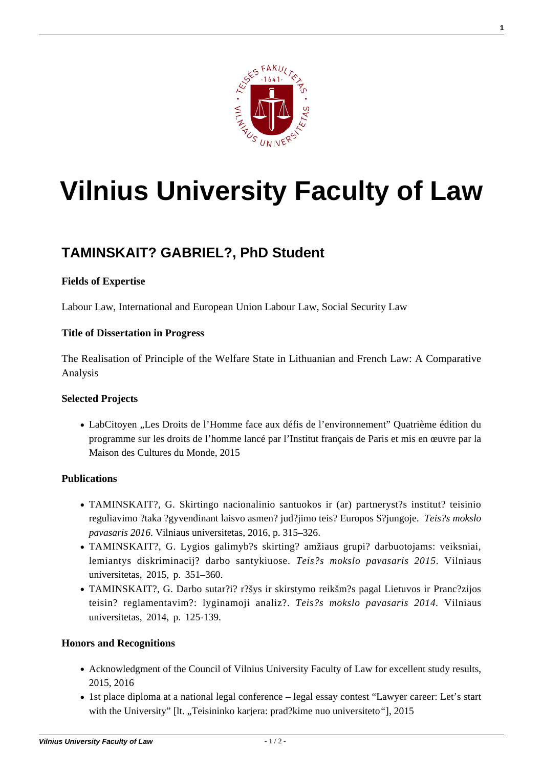# Vilnius University Faculty of Law

## TAMINSKAIT? GABRIEL?, PhD Student

**Fields of Expertise**

Labour Law, International and European Union Labour Law, Social Security Law

**Title of Dissertation in Progress**

The Realisation of Principle of the Welfare State in Lithuanian and French Law: A Comparative Analysis

**Selected Projects**

- LabCitoyen „Les Droits de l'Homme face aux défis de l'environnement" Quatrième édition du programme sur les droits de l'homme lancé par l'Institut français de Paris et mis en œuvre par la Maison des Cultures du Monde, 2015

**Publications**

- TAMINSKAIT?, G. Skirtingo nacionalinio santuokos ir (ar) partneryst?s institut? teisinio reguliavimo ?taka ?gyvendinant laisvo asmen? jud?jimo teis? Europos S?jungoje. *Teis?s mokslo pavasaris 2016*. Vilniaus universitetas, 2016, p. 315–326.
- TAMINSKAIT?, G. Lygios galimyb?s skirting? amžiaus grupi? darbuotojams: veiksniai, lemiantys diskriminacij? darbo santykiuose. *Teis?s mokslo pavasaris 2015*. Vilniaus universitetas, 2015, p. 351–360.
- TAMINSKAIT?, G. Darbo sutar?i? r?šys ir skirstymo reikšm?s pagal Lietuvos ir Pranc?zijos teisin? reglamentavim?: lyginamoji analiz?. *Teis?s mokslo pavasaris 2014*. Vilniaus universitetas, 2014, p. 125-139.

**Honors and Recognitions**

- Acknowledgment of the Council of Vilnius University Faculty of Law for excellent study results, 2015, 2016
- 1st place diploma at a national legal conference – legal essay contest "Lawyer career: Let's start with the University" [lt. „Teisininko karjera: prad?kime nuo universiteto"], 2015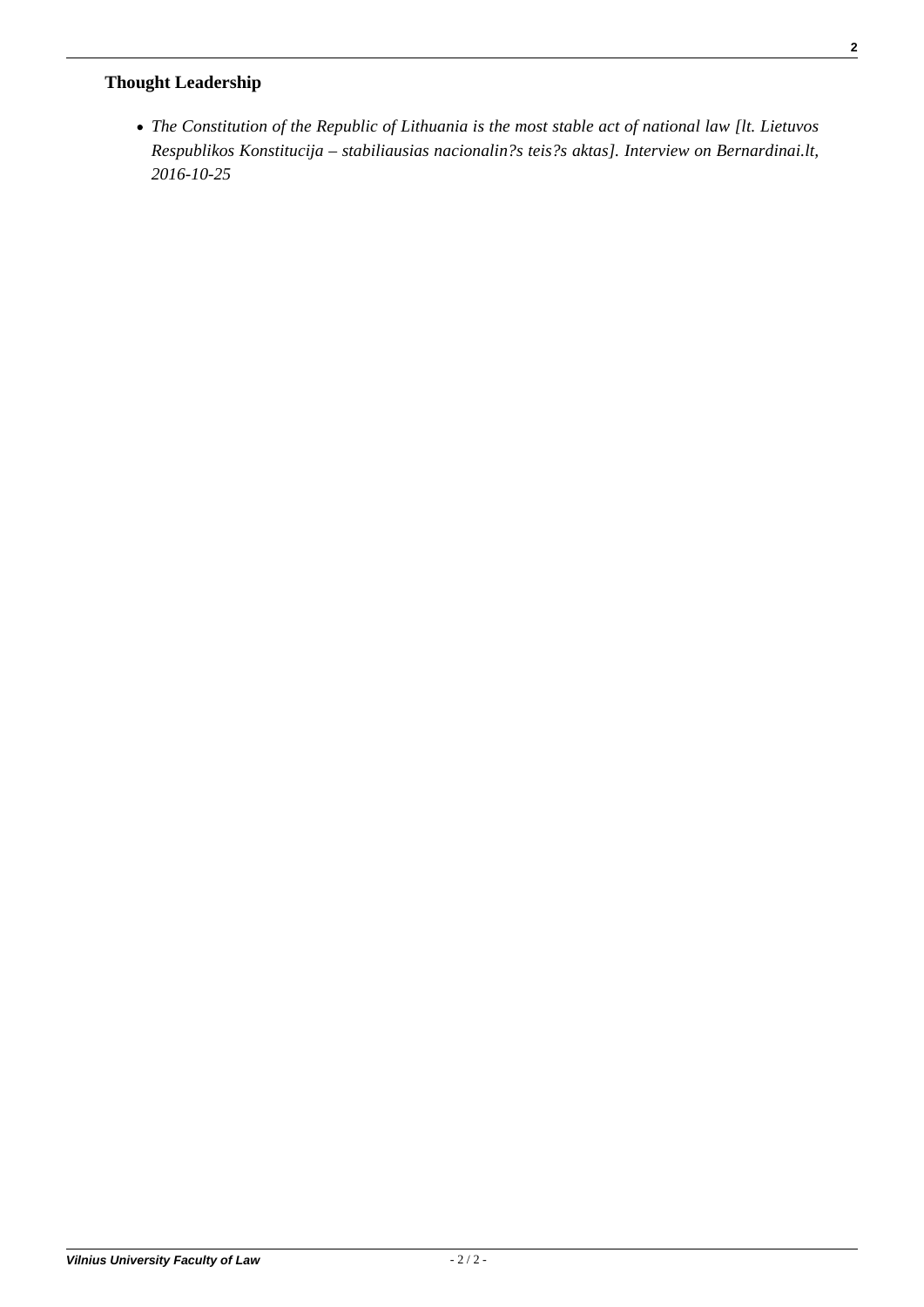### Thought Leadership

- *The Constitution of the Republic of Lithuania is the most stable act of national law [lt. Lietuvos Respublikos Konstitucija – stabiliausias nacionalin?s teis?s aktas]. Interview on Bernardinai.lt, 2016-10-25*